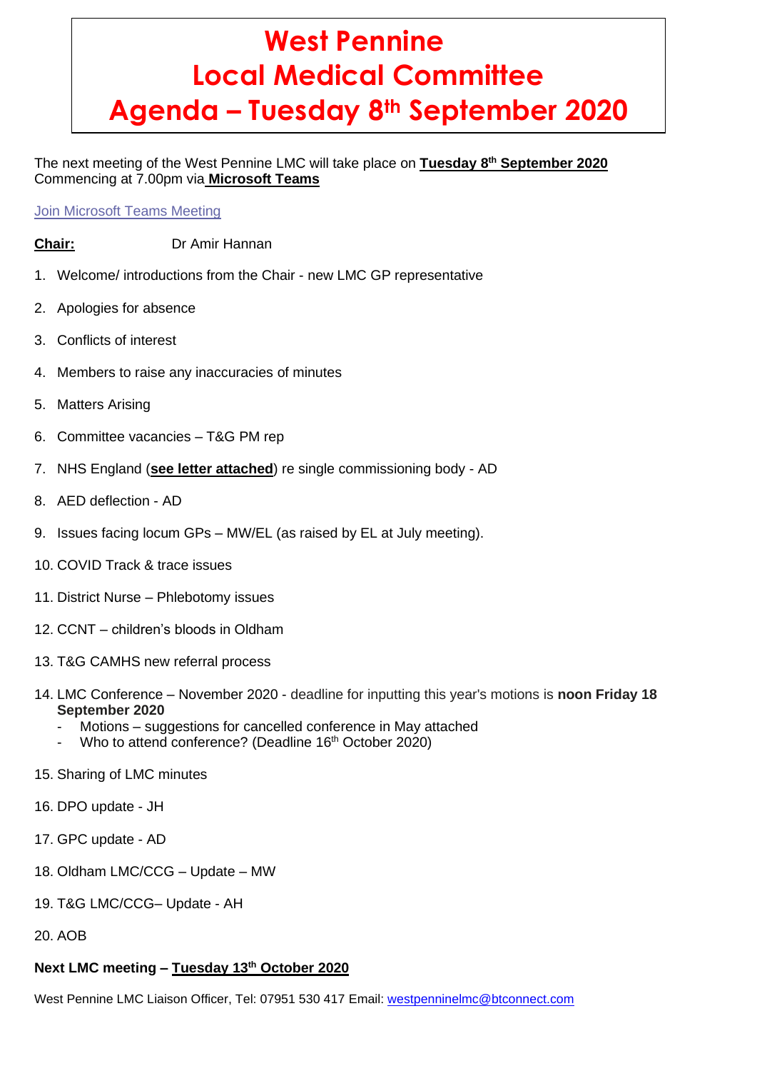# West Pennine
# Local Medical Committee
# Agenda – Tuesday 8th September 2020

The next meeting of the West Pennine LMC will take place on **Tuesday 8th September 2020** Commencing at 7.00pm via **Microsoft Teams**

Join Microsoft Teams Meeting

**Chair:** Dr Amir Hannan

1. Welcome/ introductions from the Chair - new LMC GP representative
2. Apologies for absence
3. Conflicts of interest
4. Members to raise any inaccuracies of minutes
5. Matters Arising
6. Committee vacancies – T&G PM rep
7. NHS England (**see letter attached**) re single commissioning body - AD
8. AED deflection - AD
9. Issues facing locum GPs – MW/EL (as raised by EL at July meeting).
10. COVID Track & trace issues
11. District Nurse – Phlebotomy issues
12. CCNT – children's bloods in Oldham
13. T&G CAMHS new referral process
14. LMC Conference – November 2020 - deadline for inputting this year's motions is **noon Friday 18 September 2020**
    - Motions – suggestions for cancelled conference in May attached
    - Who to attend conference? (Deadline 16th October 2020)
15. Sharing of LMC minutes
16. DPO update - JH
17. GPC update - AD
18. Oldham LMC/CCG – Update – MW
19. T&G LMC/CCG– Update - AH
20. AOB

**Next LMC meeting – Tuesday 13th October 2020**

West Pennine LMC Liaison Officer, Tel: 07951 530 417 Email: westpenninelmc@btconnect.com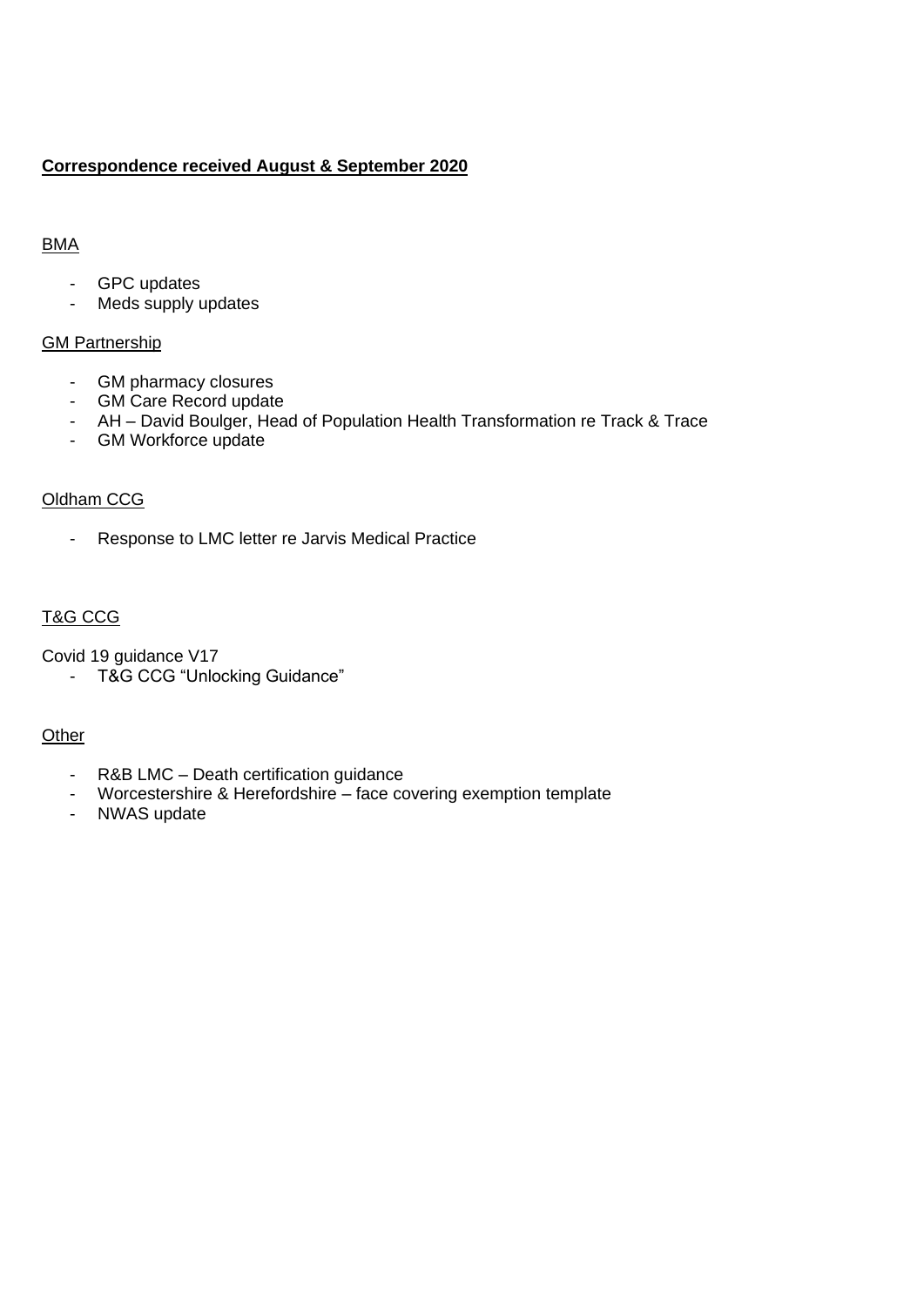**Correspondence received August & September 2020**

BMA

- GPC updates
- Meds supply updates

GM Partnership

- GM pharmacy closures
- GM Care Record update
- AH – David Boulger, Head of Population Health Transformation re Track & Trace
- GM Workforce update

Oldham CCG

- Response to LMC letter re Jarvis Medical Practice

T&G CCG

Covid 19 guidance V17

- T&G CCG "Unlocking Guidance"

Other

- R&B LMC – Death certification guidance
- Worcestershire & Herefordshire – face covering exemption template
- NWAS update